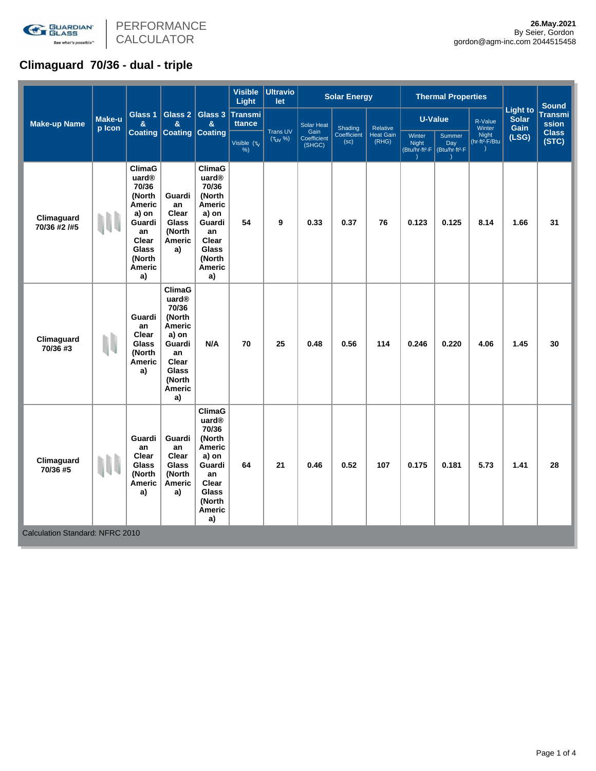GUARDIAN GLASS | PERFORMANCE CALCULATOR

**26.May.2021**
By Seier, Gordon
gordon@agm-inc.com 2044515458

# Climaguard 70/36 - dual - triple

| Make-up Name | Make-up Icon | Glass 1 & Coating | Glass 2 & Coating | Glass 3 & Coating | Visible Light Transmittance | Ultraviolet | Solar Energy | | | Thermal Properties | | | Light to Solar Gain (LSG) | Sound Transmission Class (STC) |
|---|---|---|---|---|---|---|---|---|---|---|---|---|---|---|
| | | | | | | | | | | U-Value | | R-Value Winter Night (hr·ft²·F/Btu) | | |
| | | | | | Visible ($\tau_v$ %) | Trans UV ($\tau_{UV}$ %) | Solar Heat Gain Coefficient (SHGC) | Shading Coefficient (sc) | Relative Heat Gain (RHG) | Winter Night (Btu/hr·ft²·F) | Summer Day (Btu/hr·ft²·F) | | | |
| Climaguard 70/36 #2 /#5 | | ClimaGuard® 70/36 (North America) on Guardian Clear Glass (North America) | Guardian Clear Glass (North America) | ClimaGuard® 70/36 (North America) on Guardian Clear Glass (North America) | 54 | 9 | 0.33 | 0.37 | 76 | 0.123 | 0.125 | 8.14 | 1.66 | 31 |
| Climaguard 70/36 #3 | | Guardian Clear Glass (North America) | ClimaGuard® 70/36 (North America) on Guardian Clear Glass (North America) | N/A | 70 | 25 | 0.48 | 0.56 | 114 | 0.246 | 0.220 | 4.06 | 1.45 | 30 |
| Climaguard 70/36 #5 | | Guardian Clear Glass (North America) | Guardian Clear Glass (North America) | ClimaGuard® 70/36 (North America) on Guardian Clear Glass (North America) | 64 | 21 | 0.46 | 0.52 | 107 | 0.175 | 0.181 | 5.73 | 1.41 | 28 |

Calculation Standard: NFRC 2010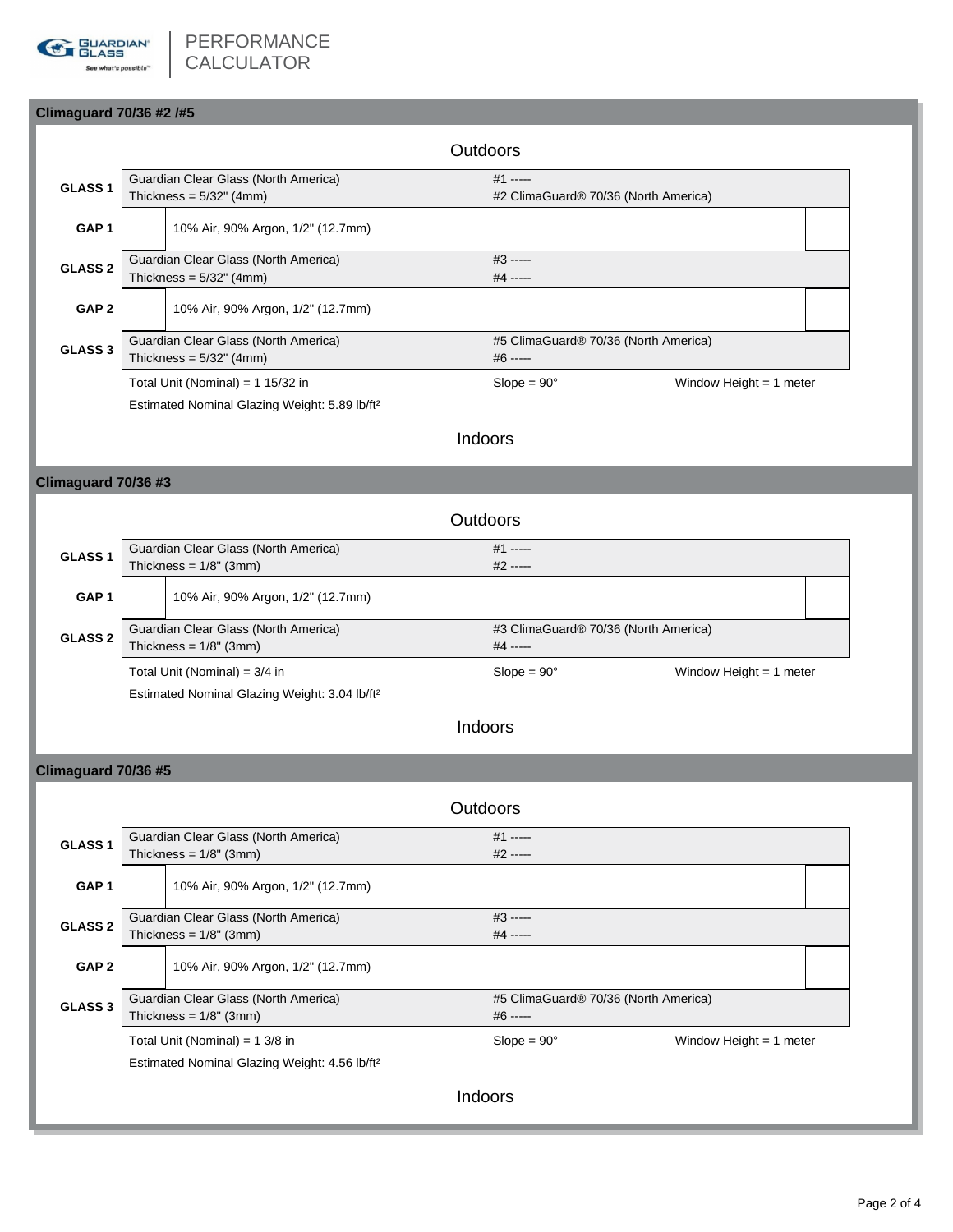## Climaguard 70/36 #2 /#5

Outdoors

| | | |
|---|---|---|
| **GLASS 1** | Guardian Clear Glass (North America)<br>Thickness = 5/32" (4mm) | #1 -----<br>#2 ClimaGuard® 70/36 (North America) |
| **GAP 1** | 10% Air, 90% Argon, 1/2" (12.7mm) | |
| **GLASS 2** | Guardian Clear Glass (North America)<br>Thickness = 5/32" (4mm) | #3 -----<br>#4 ----- |
| **GAP 2** | 10% Air, 90% Argon, 1/2" (12.7mm) | |
| **GLASS 3** | Guardian Clear Glass (North America)<br>Thickness = 5/32" (4mm) | #5 ClimaGuard® 70/36 (North America)<br>#6 ----- |

Total Unit (Nominal) = 1 15/32 in | Slope = 90° | Window Height = 1 meter

Estimated Nominal Glazing Weight: 5.89 lb/ft²

Indoors

## Climaguard 70/36 #3

Outdoors

| | | |
|---|---|---|
| **GLASS 1** | Guardian Clear Glass (North America)<br>Thickness = 1/8" (3mm) | #1 -----<br>#2 ----- |
| **GAP 1** | 10% Air, 90% Argon, 1/2" (12.7mm) | |
| **GLASS 2** | Guardian Clear Glass (North America)<br>Thickness = 1/8" (3mm) | #3 ClimaGuard® 70/36 (North America)<br>#4 ----- |

Total Unit (Nominal) = 3/4 in | Slope = 90° | Window Height = 1 meter

Estimated Nominal Glazing Weight: 3.04 lb/ft²

Indoors

## Climaguard 70/36 #5

Outdoors

| | | |
|---|---|---|
| **GLASS 1** | Guardian Clear Glass (North America)<br>Thickness = 1/8" (3mm) | #1 -----<br>#2 ----- |
| **GAP 1** | 10% Air, 90% Argon, 1/2" (12.7mm) | |
| **GLASS 2** | Guardian Clear Glass (North America)<br>Thickness = 1/8" (3mm) | #3 -----<br>#4 ----- |
| **GAP 2** | 10% Air, 90% Argon, 1/2" (12.7mm) | |
| **GLASS 3** | Guardian Clear Glass (North America)<br>Thickness = 1/8" (3mm) | #5 ClimaGuard® 70/36 (North America)<br>#6 ----- |

Total Unit (Nominal) = 1 3/8 in | Slope = 90° | Window Height = 1 meter

Estimated Nominal Glazing Weight: 4.56 lb/ft²

Indoors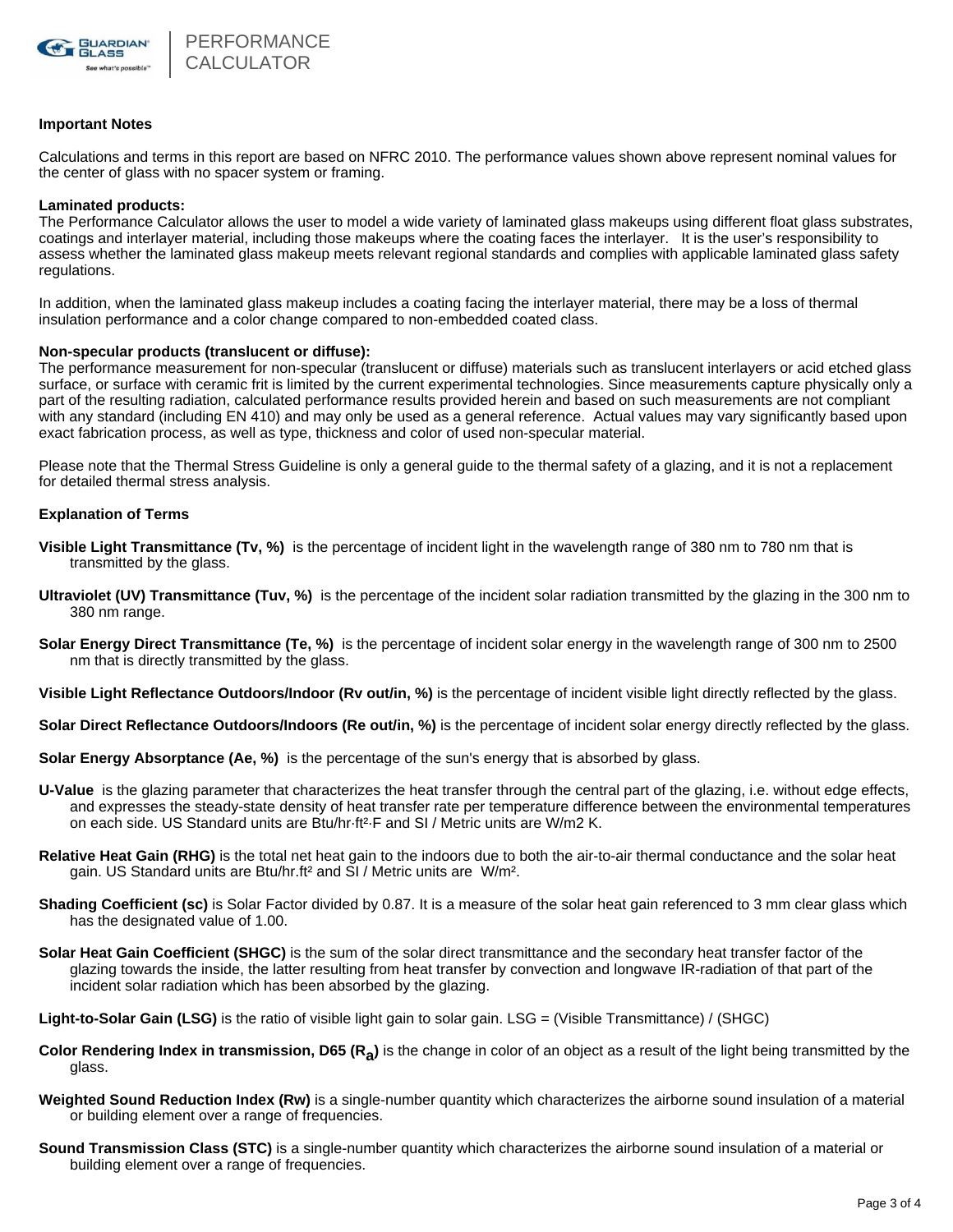**Important Notes**

Calculations and terms in this report are based on NFRC 2010. The performance values shown above represent nominal values for the center of glass with no spacer system or framing.

**Laminated products:**
The Performance Calculator allows the user to model a wide variety of laminated glass makeups using different float glass substrates, coatings and interlayer material, including those makeups where the coating faces the interlayer. It is the user's responsibility to assess whether the laminated glass makeup meets relevant regional standards and complies with applicable laminated glass safety regulations.

In addition, when the laminated glass makeup includes a coating facing the interlayer material, there may be a loss of thermal insulation performance and a color change compared to non-embedded coated class.

**Non-specular products (translucent or diffuse):**
The performance measurement for non-specular (translucent or diffuse) materials such as translucent interlayers or acid etched glass surface, or surface with ceramic frit is limited by the current experimental technologies. Since measurements capture physically only a part of the resulting radiation, calculated performance results provided herein and based on such measurements are not compliant with any standard (including EN 410) and may only be used as a general reference. Actual values may vary significantly based upon exact fabrication process, as well as type, thickness and color of used non-specular material.

Please note that the Thermal Stress Guideline is only a general guide to the thermal safety of a glazing, and it is not a replacement for detailed thermal stress analysis.

**Explanation of Terms**

**Visible Light Transmittance (Tv, %)** is the percentage of incident light in the wavelength range of 380 nm to 780 nm that is transmitted by the glass.

**Ultraviolet (UV) Transmittance (Tuv, %)** is the percentage of the incident solar radiation transmitted by the glazing in the 300 nm to 380 nm range.

**Solar Energy Direct Transmittance (Te, %)** is the percentage of incident solar energy in the wavelength range of 300 nm to 2500 nm that is directly transmitted by the glass.

**Visible Light Reflectance Outdoors/Indoor (Rv out/in, %)** is the percentage of incident visible light directly reflected by the glass.

**Solar Direct Reflectance Outdoors/Indoors (Re out/in, %)** is the percentage of incident solar energy directly reflected by the glass.

**Solar Energy Absorptance (Ae, %)** is the percentage of the sun's energy that is absorbed by glass.

**U-Value** is the glazing parameter that characterizes the heat transfer through the central part of the glazing, i.e. without edge effects, and expresses the steady-state density of heat transfer rate per temperature difference between the environmental temperatures on each side. US Standard units are Btu/hr·ft²·F and SI / Metric units are W/m2 K.

**Relative Heat Gain (RHG)** is the total net heat gain to the indoors due to both the air-to-air thermal conductance and the solar heat gain. US Standard units are Btu/hr.ft² and SI / Metric units are W/m².

**Shading Coefficient (sc)** is Solar Factor divided by 0.87. It is a measure of the solar heat gain referenced to 3 mm clear glass which has the designated value of 1.00.

**Solar Heat Gain Coefficient (SHGC)** is the sum of the solar direct transmittance and the secondary heat transfer factor of the glazing towards the inside, the latter resulting from heat transfer by convection and longwave IR-radiation of that part of the incident solar radiation which has been absorbed by the glazing.

**Light-to-Solar Gain (LSG)** is the ratio of visible light gain to solar gain. LSG = (Visible Transmittance) / (SHGC)

**Color Rendering Index in transmission, D65 ($R_a$)** is the change in color of an object as a result of the light being transmitted by the glass.

**Weighted Sound Reduction Index (Rw)** is a single-number quantity which characterizes the airborne sound insulation of a material or building element over a range of frequencies.

**Sound Transmission Class (STC)** is a single-number quantity which characterizes the airborne sound insulation of a material or building element over a range of frequencies.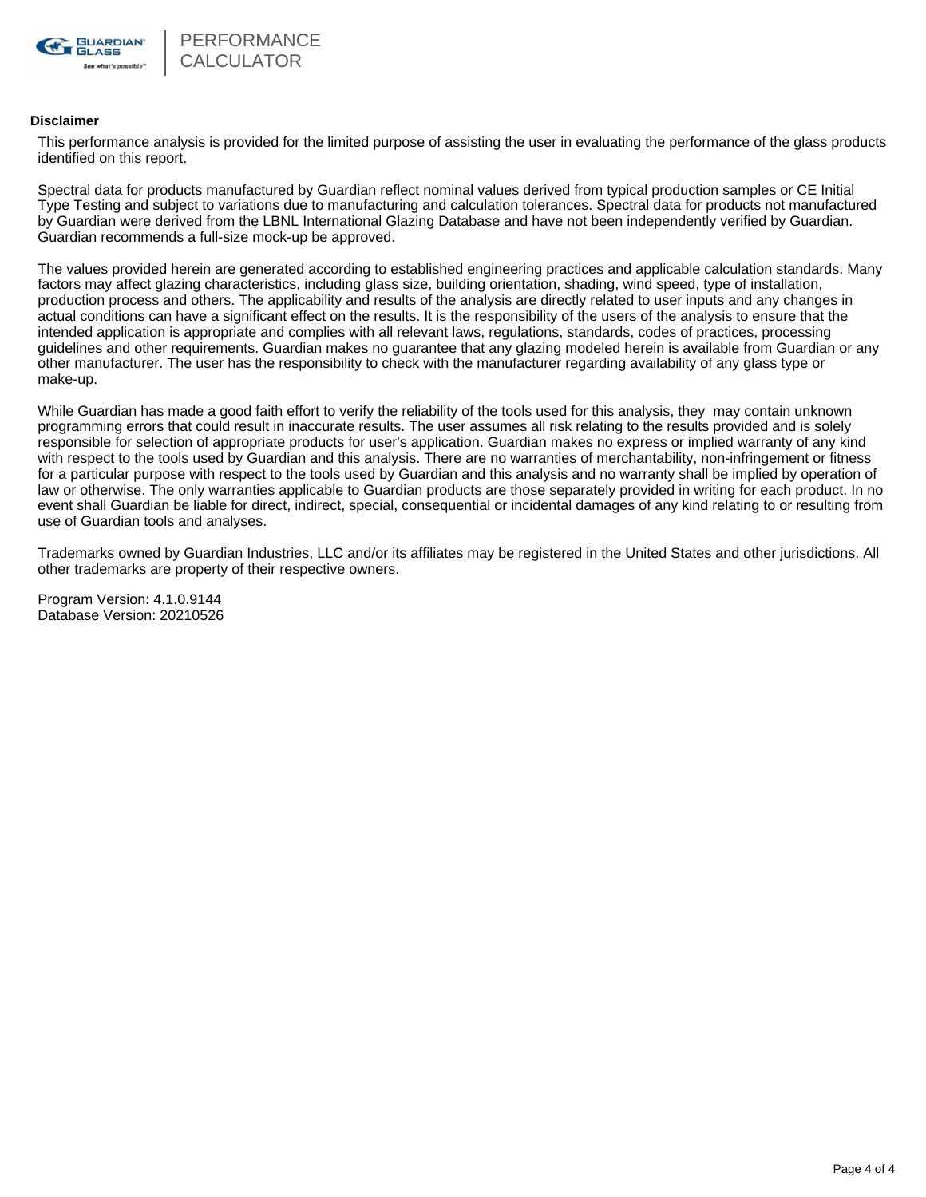**Disclaimer**

This performance analysis is provided for the limited purpose of assisting the user in evaluating the performance of the glass products identified on this report.

Spectral data for products manufactured by Guardian reflect nominal values derived from typical production samples or CE Initial Type Testing and subject to variations due to manufacturing and calculation tolerances. Spectral data for products not manufactured by Guardian were derived from the LBNL International Glazing Database and have not been independently verified by Guardian. Guardian recommends a full-size mock-up be approved.

The values provided herein are generated according to established engineering practices and applicable calculation standards. Many factors may affect glazing characteristics, including glass size, building orientation, shading, wind speed, type of installation, production process and others. The applicability and results of the analysis are directly related to user inputs and any changes in actual conditions can have a significant effect on the results. It is the responsibility of the users of the analysis to ensure that the intended application is appropriate and complies with all relevant laws, regulations, standards, codes of practices, processing guidelines and other requirements. Guardian makes no guarantee that any glazing modeled herein is available from Guardian or any other manufacturer. The user has the responsibility to check with the manufacturer regarding availability of any glass type or make-up.

While Guardian has made a good faith effort to verify the reliability of the tools used for this analysis, they may contain unknown programming errors that could result in inaccurate results. The user assumes all risk relating to the results provided and is solely responsible for selection of appropriate products for user's application. Guardian makes no express or implied warranty of any kind with respect to the tools used by Guardian and this analysis. There are no warranties of merchantability, non-infringement or fitness for a particular purpose with respect to the tools used by Guardian and this analysis and no warranty shall be implied by operation of law or otherwise. The only warranties applicable to Guardian products are those separately provided in writing for each product. In no event shall Guardian be liable for direct, indirect, special, consequential or incidental damages of any kind relating to or resulting from use of Guardian tools and analyses.

Trademarks owned by Guardian Industries, LLC and/or its affiliates may be registered in the United States and other jurisdictions. All other trademarks are property of their respective owners.

Program Version: 4.1.0.9144
Database Version: 20210526